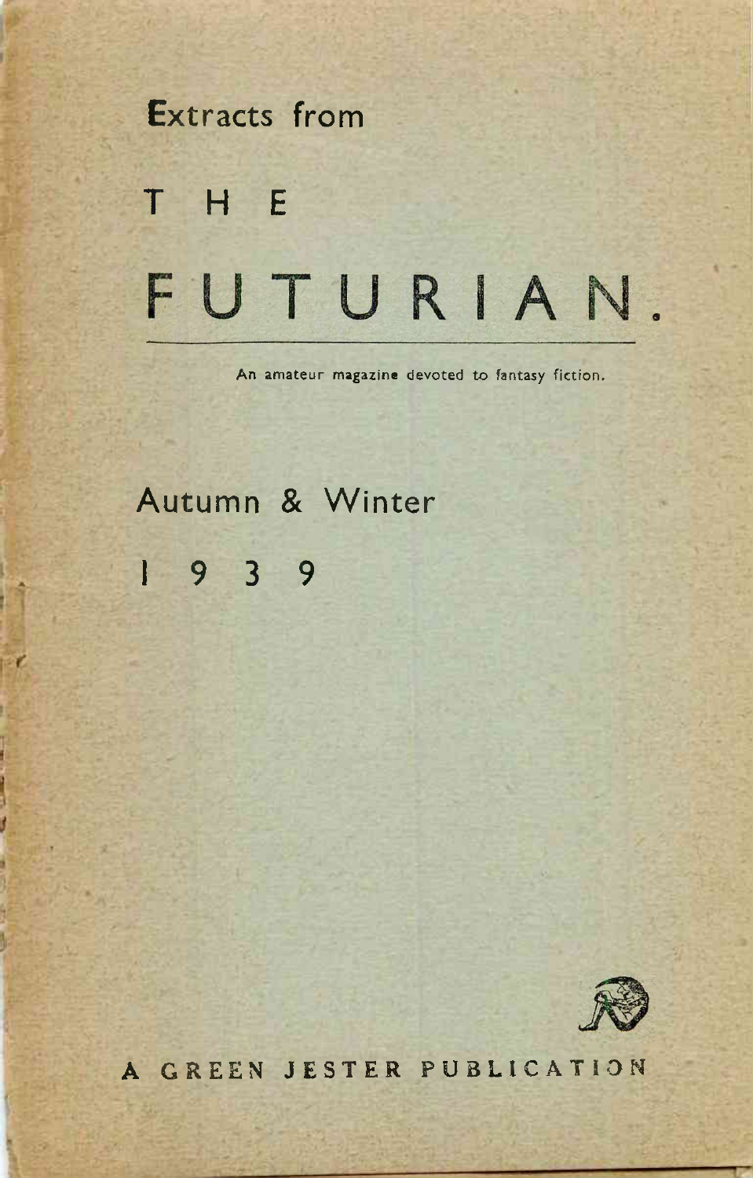Extracts from

# THE FUTURIAN.

An amateur magazine devoted to fantasy fiction.

## Autumn & Winter 1939

A GREEN JESTER PUBLICATION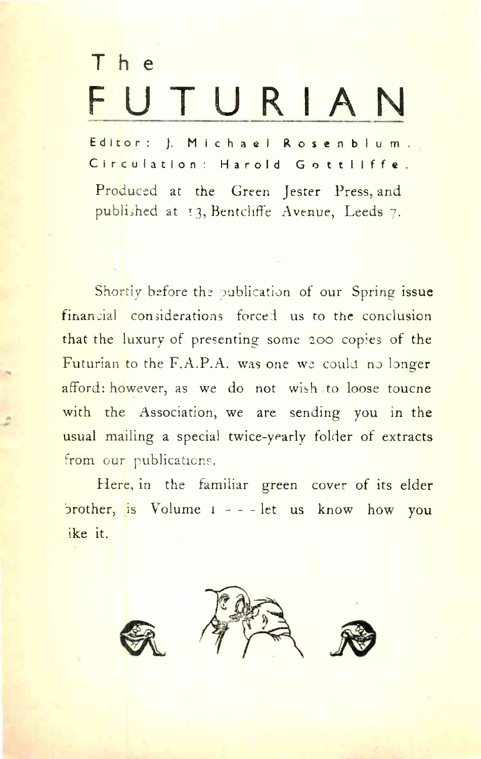# The FUTURIAN

Editor: J. Michael Rosenblum.
Circulation: Harold Gottliffe.

Produced at the Green Jester Press, and published at 13, Bentcliffe Avenue, Leeds 7.

Shortly before the publication of our Spring issue financial considerations forced us to the conclusion that the luxury of presenting some 200 copies of the Futurian to the F.A.P.A. was one we could no longer afford: however, as we do not wish to loose toucne with the Association, we are sending you in the usual mailing a special twice-yearly folder of extracts from our publications.

Here, in the familiar green cover of its elder brother, is Volume 1 - - - let us know how you like it.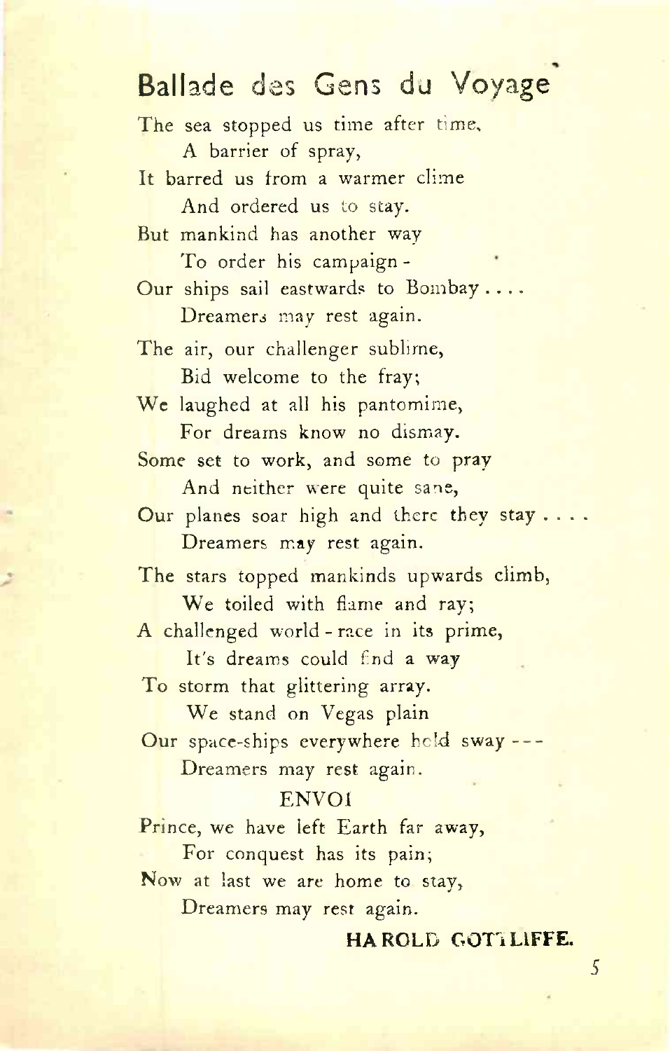# Ballade des Gens du Voyage

The sea stopped us time after time,
    A barrier of spray,
It barred us from a warmer clime
    And ordered us to stay.
But mankind has another way
    To order his campaign -
Our ships sail eastwards to Bombay . . . .
    Dreamers may rest again.

The air, our challenger sublime,
    Bid welcome to the fray;
We laughed at all his pantomime,
    For dreams know no dismay.
Some set to work, and some to pray
    And neither were quite sane,
Our planes soar high and there they stay . . . .
    Dreamers may rest again.

The stars topped mankinds upwards climb,
    We toiled with flame and ray;
A challenged world - race in its prime,
    It's dreams could find a way
To storm that glittering array.
    We stand on Vegas plain
Our space-ships everywhere hold sway ---
    Dreamers may rest again.

ENVOI

Prince, we have left Earth far away,
    For conquest has its pain;
Now at last we are home to stay,
    Dreamers may rest again.

**HAROLD GOTTLIFFE.**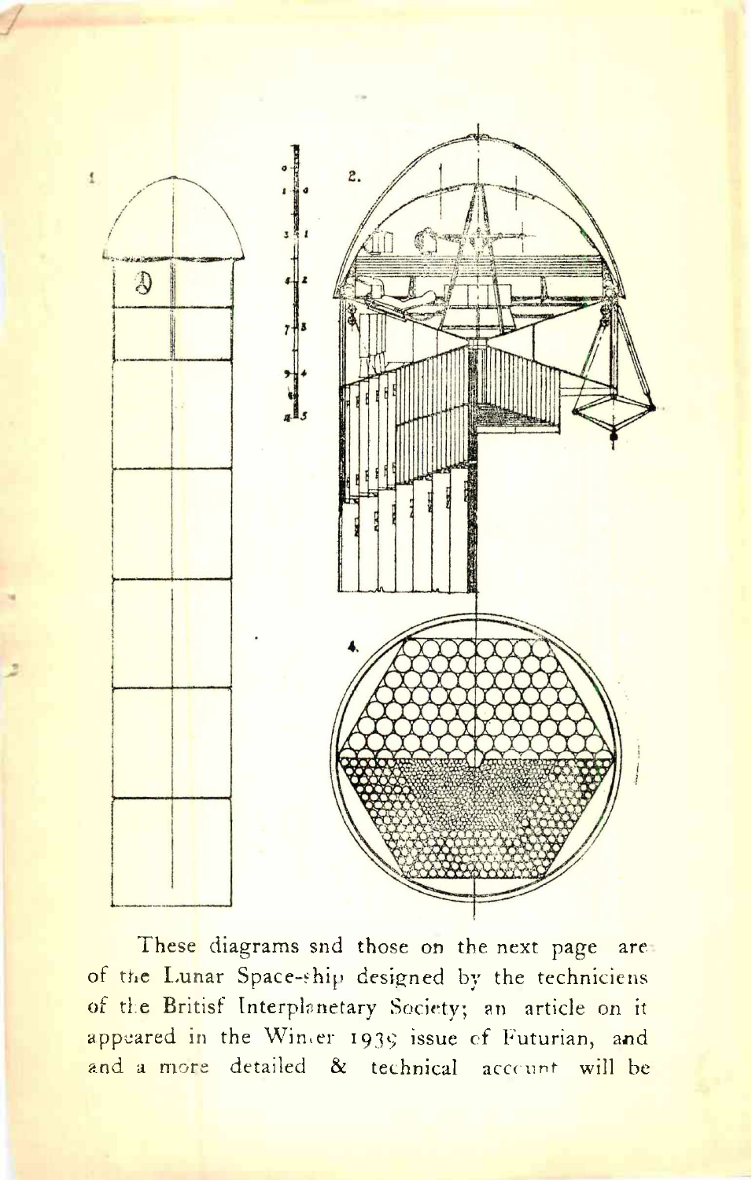These diagrams snd those on the next page are of the Lunar Space-ship designed by the techniciens of the Britisf Interplanetary Society; an article on it appeared in the Winter 1939 issue of Futurian, and and a more detailed & technical account will be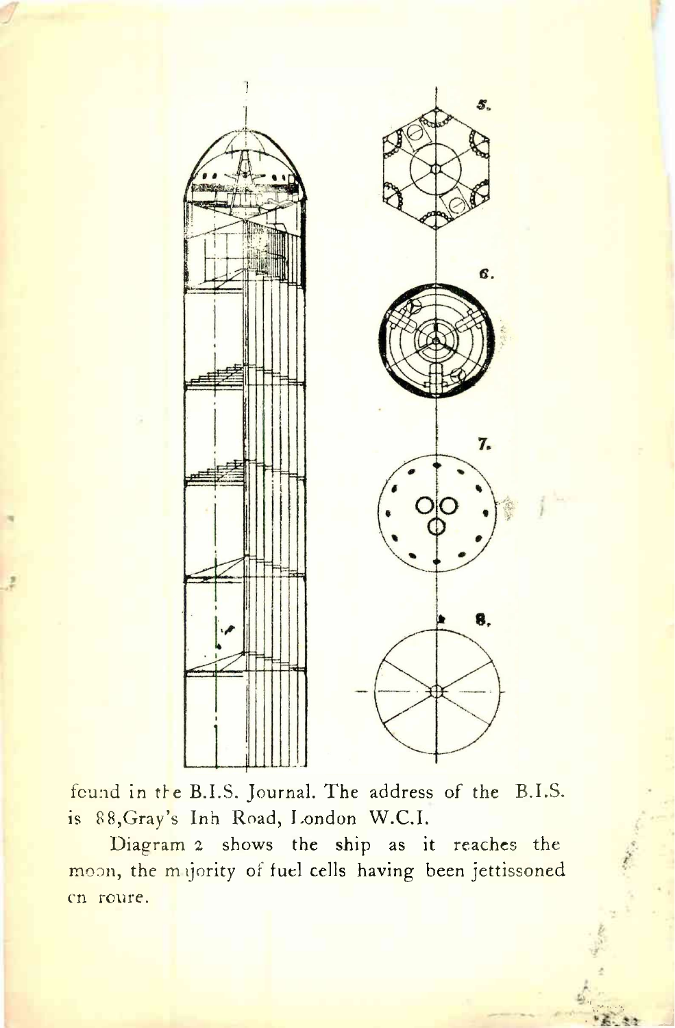found in the B.I.S. Journal. The address of the B.I.S. is 88,Gray's Inn Road, London W.C.I.

Diagram 2 shows the ship as it reaches the moon, the majority of fuel cells having been jettisoned en route.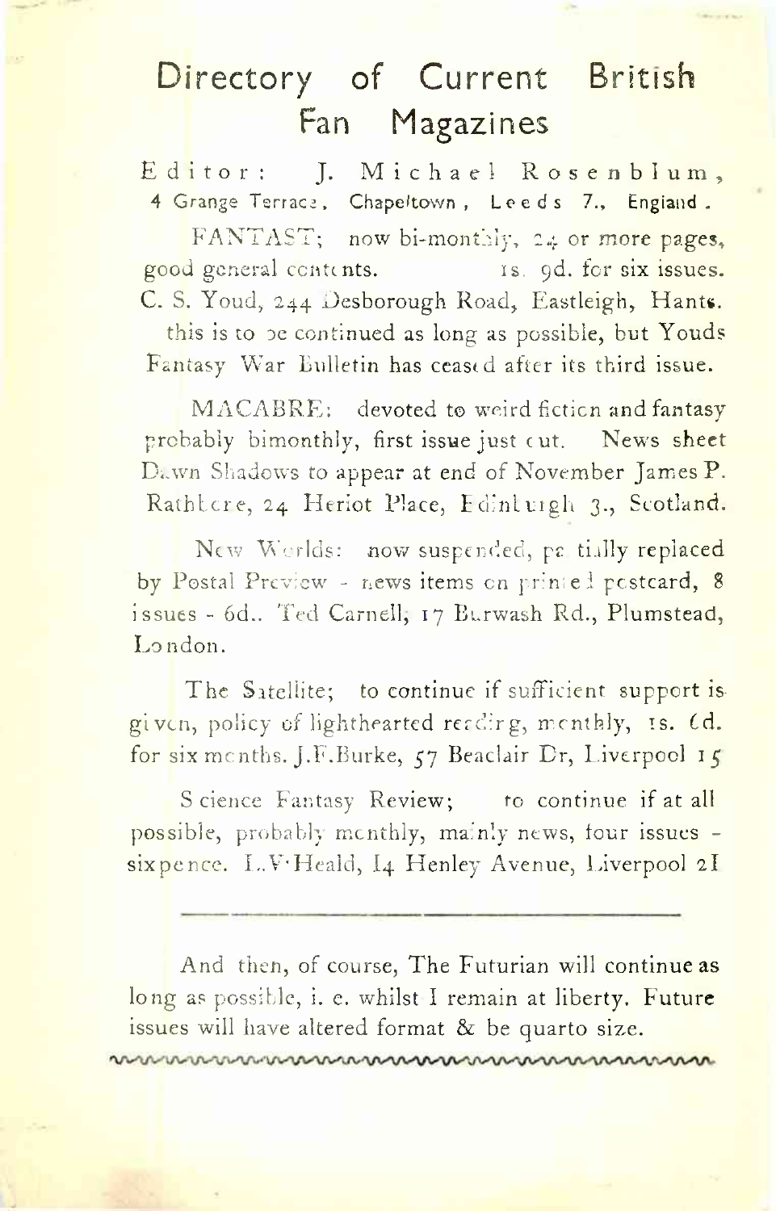# Directory of Current British Fan Magazines

Editor: J. Michael Rosenblum, 4 Grange Terrace, Chapeltown, Leeds 7., England.

FANTAST; now bi-monthly, 24 or more pages, good general contents. 1s. 9d. for six issues. C. S. Youd, 244 Desborough Road, Eastleigh, Hants. this is to be continued as long as possible, but Youds Fantasy War Bulletin has ceased after its third issue.

MACABRE; devoted to weird fiction and fantasy probably bimonthly, first issue just out. News sheet Dawn Shadows to appear at end of November James P. Rathbone, 24 Heriot Place, Edinburgh 3., Scotland.

New Worlds: now suspended, partially replaced by Postal Preview - news items on printed postcard, 8 issues - 6d.. Ted Carnell, 17 Burwash Rd., Plumstead, London.

The Satellite; to continue if sufficient support is given, policy of lighthearted reading, monthly, 1s. 6d. for six months. J.F.Burke, 57 Beaclair Dr, Liverpool 15

Science Fantasy Review; to continue if at all possible, probably monthly, mainly news, four issues - sixpence. L.V.Heald, 14 Henley Avenue, Liverpool 21

---

And then, of course, The Futurian will continue as long as possible, i. e. whilst I remain at liberty. Future issues will have altered format & be quarto size.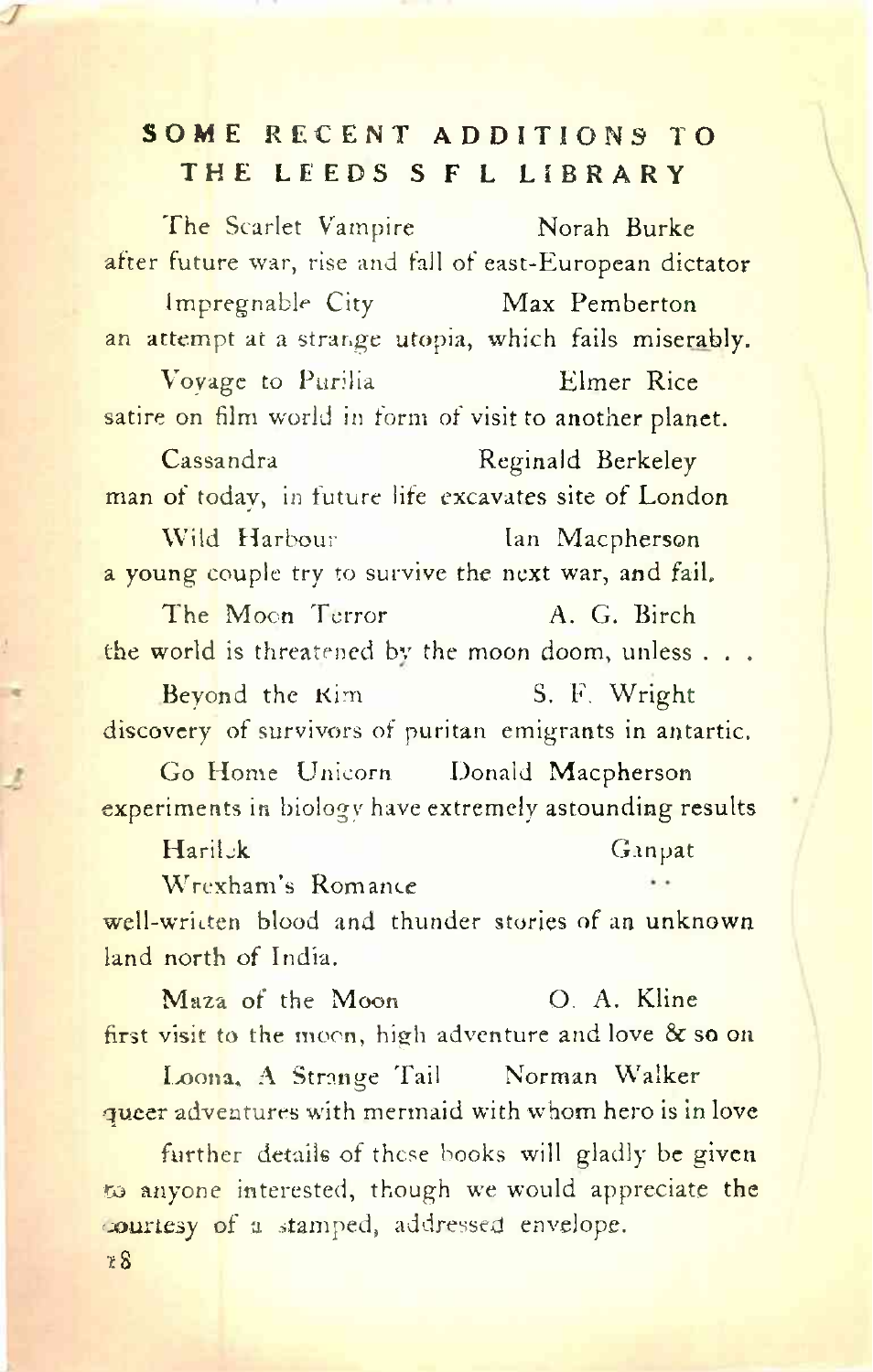## SOME RECENT ADDITIONS TO THE LEEDS S F L LIBRARY

The Scarlet Vampire — Norah Burke
after future war, rise and fall of east-European dictator

Impregnable City — Max Pemberton
an attempt at a strange utopia, which fails miserably.

Voyage to Purilia — Elmer Rice
satire on film world in form of visit to another planet.

Cassandra — Reginald Berkeley
man of today, in future life excavates site of London

Wild Harbour — Ian Macpherson
a young couple try to survive the next war, and fail.

The Moon Terror — A. G. Birch
the world is threatened by the moon doom, unless . . .

Beyond the Rim — S. F. Wright
discovery of survivors of puritan emigrants in antartic.

Go Home Unicorn — Donald Macpherson
experiments in biology have extremely astounding results

Harilek — Ganpat
Wrexham's Romance — ..
well-written blood and thunder stories of an unknown land north of India.

Maza of the Moon — O. A. Kline
first visit to the moon, high adventure and love & so on

Loona, A Strange Tail — Norman Walker
queer adventures with mermaid with whom hero is in love

further details of these books will gladly be given to anyone interested, though we would appreciate the courtesy of a stamped, addressed envelope.